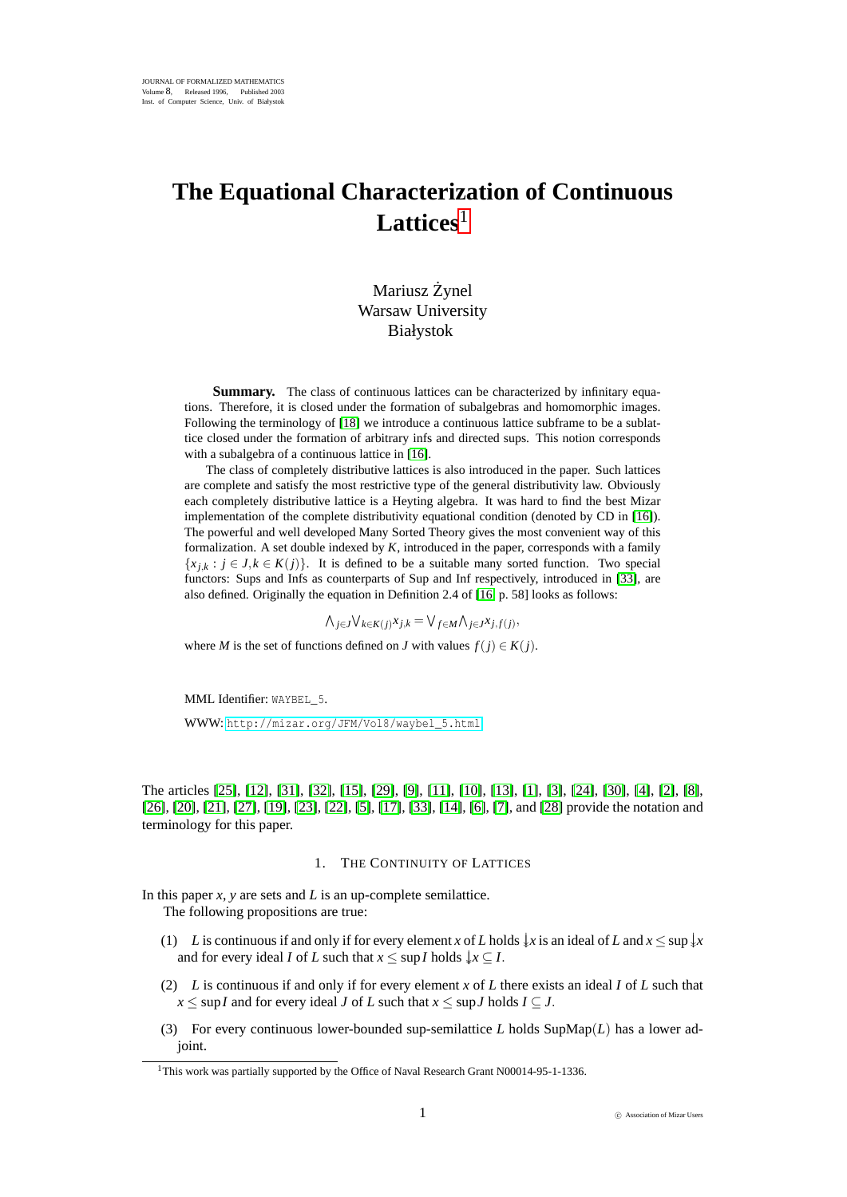JOURNAL OF FORMALIZED MATHEMATICS
Volume 8, Released 1996, Published 2003
Inst. of Computer Science, Univ. of Białystok

# The Equational Characterization of Continuous Lattices[1]

Mariusz Żynel
Warsaw University
Białystok

**Summary.** The class of continuous lattices can be characterized by infinitary equations. Therefore, it is closed under the formation of subalgebras and homomorphic images. Following the terminology of [18] we introduce a continuous lattice subframe to be a sublattice closed under the formation of arbitrary infs and directed sups. This notion corresponds with a subalgebra of a continuous lattice in [16].

The class of completely distributive lattices is also introduced in the paper. Such lattices are complete and satisfy the most restrictive type of the general distributivity law. Obviously each completely distributive lattice is a Heyting algebra. It was hard to find the best Mizar implementation of the complete distributivity equational condition (denoted by CD in [16]). The powerful and well developed Many Sorted Theory gives the most convenient way of this formalization. A set double indexed by $K$, introduced in the paper, corresponds with a family $\{x_{j,k} : j \in J, k \in K(j)\}$. It is defined to be a suitable many sorted function. Two special functors: Sups and Infs as counterparts of Sup and Inf respectively, introduced in [33], are also defined. Originally the equation in Definition 2.4 of [16, p. 58] looks as follows:

$$\bigwedge_{j\in J}\bigvee_{k\in K(j)}x_{j,k} = \bigvee_{f\in M}\bigwedge_{j\in J}x_{j,f(j)},$$

where $M$ is the set of functions defined on $J$ with values $f(j) \in K(j)$.

MML Identifier: WAYBEL_5.

WWW: http://mizar.org/JFM/Vol8/waybel_5.html

The articles [25], [12], [31], [32], [15], [29], [9], [11], [10], [13], [1], [3], [24], [30], [4], [2], [8], [26], [20], [21], [27], [19], [23], [22], [5], [17], [33], [14], [6], [7], and [28] provide the notation and terminology for this paper.

## 1. The Continuity of Lattices

In this paper $x$, $y$ are sets and $L$ is an up-complete semilattice.

The following propositions are true:

(1) $L$ is continuous if and only if for every element $x$ of $L$ holds $\downarrow x$ is an ideal of $L$ and $x \leq \sup \downarrow x$ and for every ideal $I$ of $L$ such that $x \leq \sup I$ holds $\downarrow x \subseteq I$.

(2) $L$ is continuous if and only if for every element $x$ of $L$ there exists an ideal $I$ of $L$ such that $x \leq \sup I$ and for every ideal $J$ of $L$ such that $x \leq \sup J$ holds $I \subseteq J$.

(3) For every continuous lower-bounded sup-semilattice $L$ holds $\mathrm{SupMap}(L)$ has a lower adjoint.

[1]This work was partially supported by the Office of Naval Research Grant N00014-95-1-1336.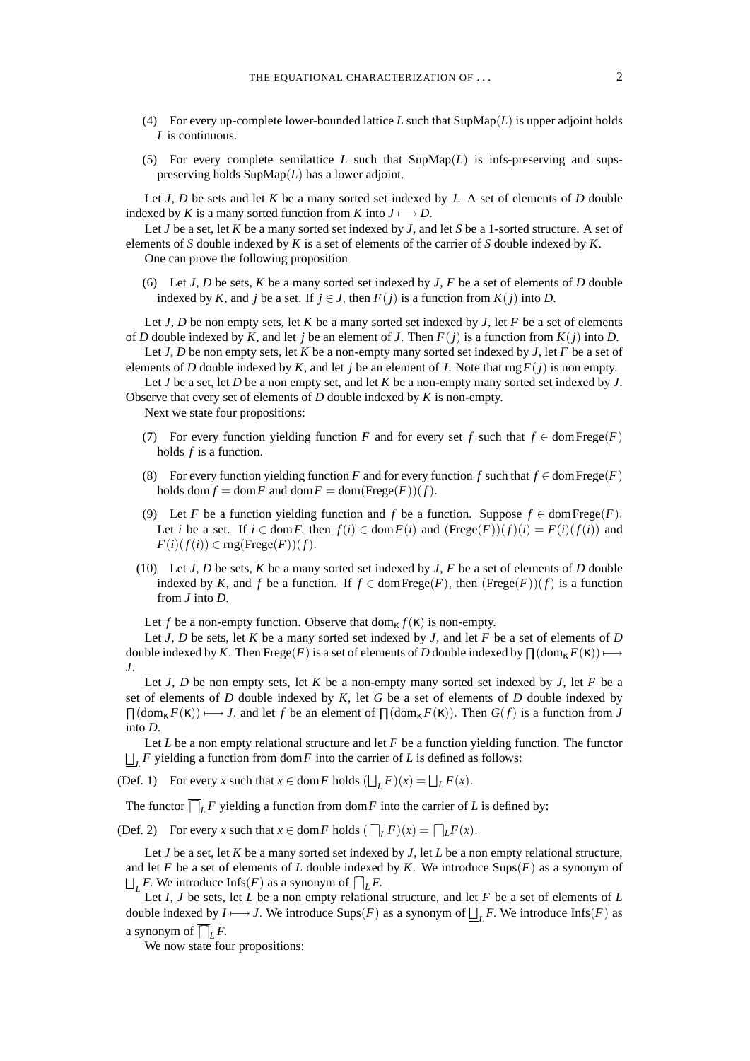(4) For every up-complete lower-bounded lattice $L$ such that $\mathrm{SupMap}(L)$ is upper adjoint holds $L$ is continuous.

(5) For every complete semilattice $L$ such that $\mathrm{SupMap}(L)$ is infs-preserving and sups-preserving holds $\mathrm{SupMap}(L)$ has a lower adjoint.

Let $J$, $D$ be sets and let $K$ be a many sorted set indexed by $J$. A set of elements of $D$ double indexed by $K$ is a many sorted function from $K$ into $J \longmapsto D$.

Let $J$ be a set, let $K$ be a many sorted set indexed by $J$, and let $S$ be a 1-sorted structure. A set of elements of $S$ double indexed by $K$ is a set of elements of the carrier of $S$ double indexed by $K$.

One can prove the following proposition

(6) Let $J$, $D$ be sets, $K$ be a many sorted set indexed by $J$, $F$ be a set of elements of $D$ double indexed by $K$, and $j$ be a set. If $j \in J$, then $F(j)$ is a function from $K(j)$ into $D$.

Let $J$, $D$ be non empty sets, let $K$ be a many sorted set indexed by $J$, let $F$ be a set of elements of $D$ double indexed by $K$, and let $j$ be an element of $J$. Then $F(j)$ is a function from $K(j)$ into $D$.

Let $J$, $D$ be non empty sets, let $K$ be a non-empty many sorted set indexed by $J$, let $F$ be a set of elements of $D$ double indexed by $K$, and let $j$ be an element of $J$. Note that $\mathrm{rng} F(j)$ is non empty.

Let $J$ be a set, let $D$ be a non empty set, and let $K$ be a non-empty many sorted set indexed by $J$. Observe that every set of elements of $D$ double indexed by $K$ is non-empty.

Next we state four propositions:

(7) For every function yielding function $F$ and for every set $f$ such that $f \in \mathrm{dom}\,\mathrm{Frege}(F)$ holds $f$ is a function.

(8) For every function yielding function $F$ and for every function $f$ such that $f \in \mathrm{dom}\,\mathrm{Frege}(F)$ holds $\mathrm{dom}\, f = \mathrm{dom} F$ and $\mathrm{dom} F = \mathrm{dom}(\mathrm{Frege}(F))(f)$.

(9) Let $F$ be a function yielding function and $f$ be a function. Suppose $f \in \mathrm{dom}\,\mathrm{Frege}(F)$. Let $i$ be a set. If $i \in \mathrm{dom} F$, then $f(i) \in \mathrm{dom} F(i)$ and $(\mathrm{Frege}(F))(f)(i) = F(i)(f(i))$ and $F(i)(f(i)) \in \mathrm{rng}(\mathrm{Frege}(F))(f)$.

(10) Let $J$, $D$ be sets, $K$ be a many sorted set indexed by $J$, $F$ be a set of elements of $D$ double indexed by $K$, and $f$ be a function. If $f \in \mathrm{dom}\,\mathrm{Frege}(F)$, then $(\mathrm{Frege}(F))(f)$ is a function from $J$ into $D$.

Let $f$ be a non-empty function. Observe that $\mathrm{dom}_{\kappa} f(\kappa)$ is non-empty.

Let $J$, $D$ be sets, let $K$ be a many sorted set indexed by $J$, and let $F$ be a set of elements of $D$ double indexed by $K$. Then $\mathrm{Frege}(F)$ is a set of elements of $D$ double indexed by $\prod(\mathrm{dom}_{\kappa} F(\kappa)) \longmapsto J$.

Let $J$, $D$ be non empty sets, let $K$ be a non-empty many sorted set indexed by $J$, let $F$ be a set of elements of $D$ double indexed by $K$, let $G$ be a set of elements of $D$ double indexed by $\prod(\mathrm{dom}_{\kappa} F(\kappa)) \longmapsto J$, and let $f$ be an element of $\prod(\mathrm{dom}_{\kappa} F(\kappa))$. Then $G(f)$ is a function from $J$ into $D$.

Let $L$ be a non empty relational structure and let $F$ be a function yielding function. The functor $\underline{\bigsqcup}_L F$ yielding a function from $\mathrm{dom} F$ into the carrier of $L$ is defined as follows:

(Def. 1) For every $x$ such that $x \in \mathrm{dom} F$ holds $(\underline{\bigsqcup}_L F)(x) = \bigsqcup_L F(x)$.

The functor $\overline{\bigsqcap}_L F$ yielding a function from $\mathrm{dom} F$ into the carrier of $L$ is defined by:

(Def. 2) For every $x$ such that $x \in \mathrm{dom} F$ holds $(\overline{\bigsqcap}_L F)(x) = \bigsqcap_L F(x)$.

Let $J$ be a set, let $K$ be a many sorted set indexed by $J$, let $L$ be a non empty relational structure, and let $F$ be a set of elements of $L$ double indexed by $K$. We introduce $\mathrm{Sups}(F)$ as a synonym of $\underline{\bigsqcup}_L F$. We introduce $\mathrm{Infs}(F)$ as a synonym of $\overline{\bigsqcap}_L F$.

Let $I$, $J$ be sets, let $L$ be a non empty relational structure, and let $F$ be a set of elements of $L$ double indexed by $I \longmapsto J$. We introduce $\mathrm{Sups}(F)$ as a synonym of $\underline{\bigsqcup}_L F$. We introduce $\mathrm{Infs}(F)$ as a synonym of $\overline{\bigsqcap}_L F$.

We now state four propositions: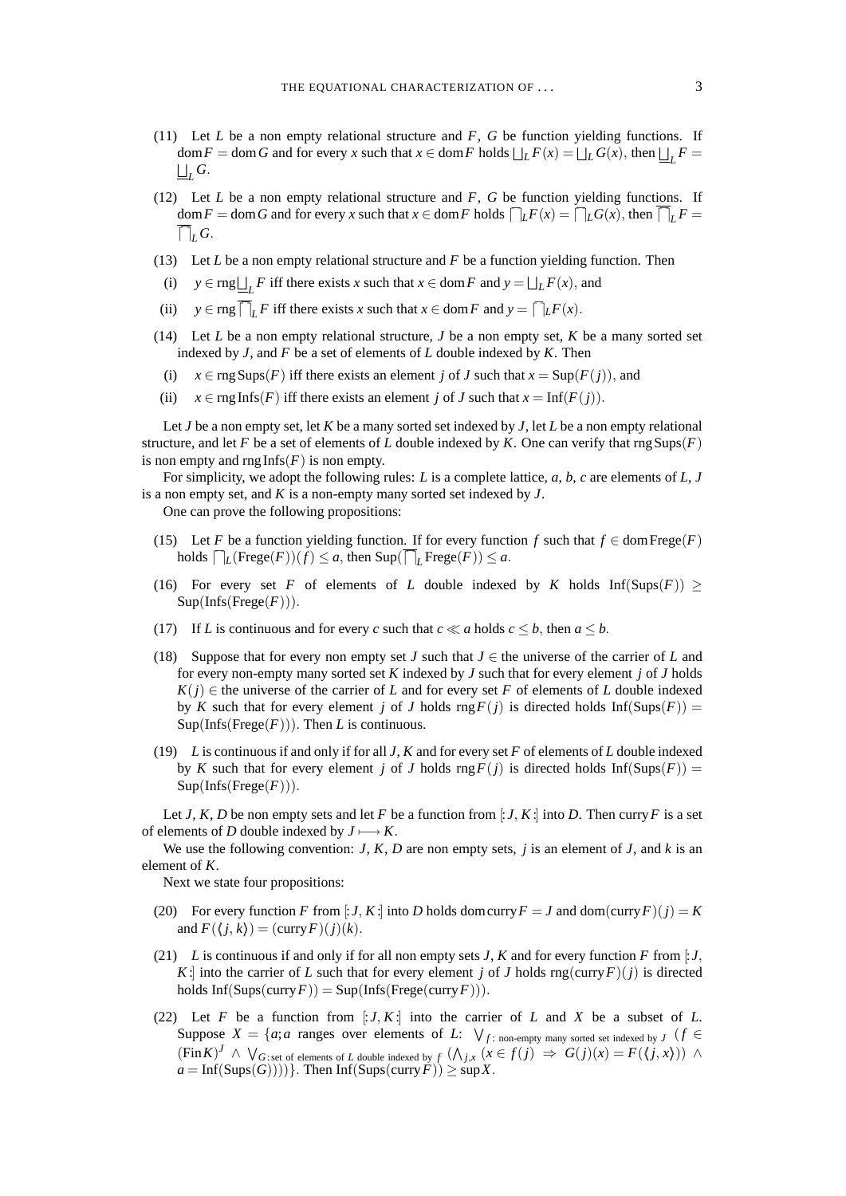(11) Let $L$ be a non empty relational structure and $F$, $G$ be function yielding functions. If $\operatorname{dom} F = \operatorname{dom} G$ and for every $x$ such that $x \in \operatorname{dom} F$ holds $\bigsqcup_L F(x) = \bigsqcup_L G(x)$, then $\underline{\bigsqcup}_L F = \underline{\bigsqcup}_L G$.

(12) Let $L$ be a non empty relational structure and $F$, $G$ be function yielding functions. If $\operatorname{dom} F = \operatorname{dom} G$ and for every $x$ such that $x \in \operatorname{dom} F$ holds $\bigsqcap_L F(x) = \bigsqcap_L G(x)$, then $\overline{\bigsqcap}_L F = \overline{\bigsqcap}_L G$.

(13) Let $L$ be a non empty relational structure and $F$ be a function yielding function. Then

(i) $y \in \operatorname{rng} \underline{\bigsqcup}_L F$ iff there exists $x$ such that $x \in \operatorname{dom} F$ and $y = \bigsqcup_L F(x)$, and

(ii) $y \in \operatorname{rng} \overline{\bigsqcap}_L F$ iff there exists $x$ such that $x \in \operatorname{dom} F$ and $y = \bigsqcap_L F(x)$.

(14) Let $L$ be a non empty relational structure, $J$ be a non empty set, $K$ be a many sorted set indexed by $J$, and $F$ be a set of elements of $L$ double indexed by $K$. Then

(i) $x \in \operatorname{rng} \operatorname{Sups}(F)$ iff there exists an element $j$ of $J$ such that $x = \operatorname{Sup}(F(j))$, and

(ii) $x \in \operatorname{rng} \operatorname{Infs}(F)$ iff there exists an element $j$ of $J$ such that $x = \operatorname{Inf}(F(j))$.

Let $J$ be a non empty set, let $K$ be a many sorted set indexed by $J$, let $L$ be a non empty relational structure, and let $F$ be a set of elements of $L$ double indexed by $K$. One can verify that $\operatorname{rng} \operatorname{Sups}(F)$ is non empty and $\operatorname{rng} \operatorname{Infs}(F)$ is non empty.

For simplicity, we adopt the following rules: $L$ is a complete lattice, $a$, $b$, $c$ are elements of $L$, $J$ is a non empty set, and $K$ is a non-empty many sorted set indexed by $J$.

One can prove the following propositions:

(15) Let $F$ be a function yielding function. If for every function $f$ such that $f \in \operatorname{dom} \operatorname{Frege}(F)$ holds $\bigsqcap_L (\operatorname{Frege}(F))(f) \leq a$, then $\operatorname{Sup}(\overline{\bigsqcap}_L \operatorname{Frege}(F)) \leq a$.

(16) For every set $F$ of elements of $L$ double indexed by $K$ holds $\operatorname{Inf}(\operatorname{Sups}(F)) \geq \operatorname{Sup}(\operatorname{Infs}(\operatorname{Frege}(F)))$.

(17) If $L$ is continuous and for every $c$ such that $c \ll a$ holds $c \leq b$, then $a \leq b$.

(18) Suppose that for every non empty set $J$ such that $J \in$ the universe of the carrier of $L$ and for every non-empty many sorted set $K$ indexed by $J$ such that for every element $j$ of $J$ holds $K(j) \in$ the universe of the carrier of $L$ and for every set $F$ of elements of $L$ double indexed by $K$ such that for every element $j$ of $J$ holds $\operatorname{rng} F(j)$ is directed holds $\operatorname{Inf}(\operatorname{Sups}(F)) = \operatorname{Sup}(\operatorname{Infs}(\operatorname{Frege}(F)))$. Then $L$ is continuous.

(19) $L$ is continuous if and only if for all $J$, $K$ and for every set $F$ of elements of $L$ double indexed by $K$ such that for every element $j$ of $J$ holds $\operatorname{rng} F(j)$ is directed holds $\operatorname{Inf}(\operatorname{Sups}(F)) = \operatorname{Sup}(\operatorname{Infs}(\operatorname{Frege}(F)))$.

Let $J$, $K$, $D$ be non empty sets and let $F$ be a function from $[:J, K:]$ into $D$. Then $\operatorname{curry} F$ is a set of elements of $D$ double indexed by $J \longmapsto K$.

We use the following convention: $J$, $K$, $D$ are non empty sets, $j$ is an element of $J$, and $k$ is an element of $K$.

Next we state four propositions:

(20) For every function $F$ from $[:J, K:]$ into $D$ holds $\operatorname{dom} \operatorname{curry} F = J$ and $\operatorname{dom}(\operatorname{curry} F)(j) = K$ and $F(\langle j, k \rangle) = (\operatorname{curry} F)(j)(k)$.

(21) $L$ is continuous if and only if for all non empty sets $J$, $K$ and for every function $F$ from $[:J, K:]$ into the carrier of $L$ such that for every element $j$ of $J$ holds $\operatorname{rng}(\operatorname{curry} F)(j)$ is directed holds $\operatorname{Inf}(\operatorname{Sups}(\operatorname{curry} F)) = \operatorname{Sup}(\operatorname{Infs}(\operatorname{Frege}(\operatorname{curry} F)))$.

(22) Let $F$ be a function from $[:J, K:]$ into the carrier of $L$ and $X$ be a subset of $L$. Suppose $X = \{a; a$ ranges over elements of $L$: $\bigvee_{f:\,\text{non-empty many sorted set indexed by } J} (f \in (\operatorname{Fin} K)^J \wedge \bigvee_{G:\,\text{set of elements of } L \text{ double indexed by } f} (\bigwedge_{j,x} (x \in f(j) \Rightarrow G(j)(x) = F(\langle j, x \rangle)) \wedge a = \operatorname{Inf}(\operatorname{Sups}(G))))\}$. Then $\operatorname{Inf}(\operatorname{Sups}(\operatorname{curry} F)) \geq \sup X$.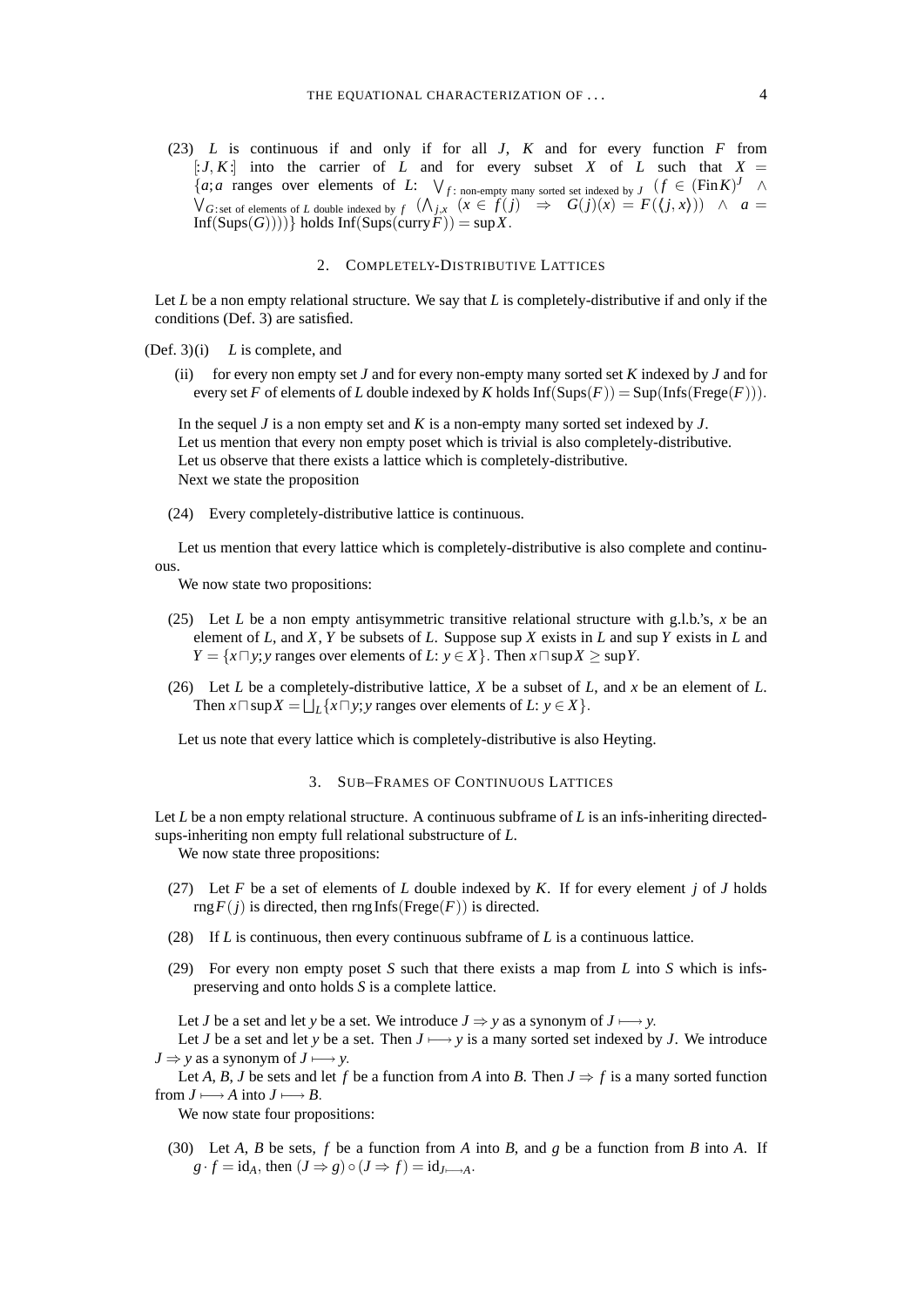(23) $L$ is continuous if and only if for all $J$, $K$ and for every function $F$ from $[:J, K:]$ into the carrier of $L$ and for every subset $X$ of $L$ such that $X = \{a; a$ ranges over elements of $L$: $\bigvee_{f:\text{ non-empty many sorted set indexed by } J} (f \in (\text{Fin} K)^J \wedge \bigvee_{G:\text{set of elements of } L \text{ double indexed by } f} (\bigwedge_{j,x} (x \in f(j) \Rightarrow G(j)(x) = F(\langle j, x \rangle)) \wedge a = \text{Inf}(\text{Sups}(G))))\}$ holds $\text{Inf}(\text{Sups}(\text{curry} F)) = \sup X$.

## 2. Completely-Distributive Lattices

Let $L$ be a non empty relational structure. We say that $L$ is completely-distributive if and only if the conditions (Def. 3) are satisfied.

(Def. 3)(i) $L$ is complete, and

(ii) for every non empty set $J$ and for every non-empty many sorted set $K$ indexed by $J$ and for every set $F$ of elements of $L$ double indexed by $K$ holds $\text{Inf}(\text{Sups}(F)) = \text{Sup}(\text{Infs}(\text{Frege}(F)))$.

In the sequel $J$ is a non empty set and $K$ is a non-empty many sorted set indexed by $J$.

Let us mention that every non empty poset which is trivial is also completely-distributive.

Let us observe that there exists a lattice which is completely-distributive.

Next we state the proposition

(24) Every completely-distributive lattice is continuous.

Let us mention that every lattice which is completely-distributive is also complete and continuous.

We now state two propositions:

(25) Let $L$ be a non empty antisymmetric transitive relational structure with g.l.b.'s, $x$ be an element of $L$, and $X$, $Y$ be subsets of $L$. Suppose $\sup X$ exists in $L$ and $\sup Y$ exists in $L$ and $Y = \{x \sqcap y; y$ ranges over elements of $L$: $y \in X\}$. Then $x \sqcap \sup X \geq \sup Y$.

(26) Let $L$ be a completely-distributive lattice, $X$ be a subset of $L$, and $x$ be an element of $L$. Then $x \sqcap \sup X = \bigsqcup_L \{x \sqcap y; y$ ranges over elements of $L$: $y \in X\}$.

Let us note that every lattice which is completely-distributive is also Heyting.

## 3. Sub–Frames of Continuous Lattices

Let $L$ be a non empty relational structure. A continuous subframe of $L$ is an infs-inheriting directed-sups-inheriting non empty full relational substructure of $L$.

We now state three propositions:

(27) Let $F$ be a set of elements of $L$ double indexed by $K$. If for every element $j$ of $J$ holds $\text{rng} F(j)$ is directed, then $\text{rng}\,\text{Infs}(\text{Frege}(F))$ is directed.

(28) If $L$ is continuous, then every continuous subframe of $L$ is a continuous lattice.

(29) For every non empty poset $S$ such that there exists a map from $L$ into $S$ which is infs-preserving and onto holds $S$ is a complete lattice.

Let $J$ be a set and let $y$ be a set. We introduce $J \Rightarrow y$ as a synonym of $J \longmapsto y$.

Let $J$ be a set and let $y$ be a set. Then $J \longmapsto y$ is a many sorted set indexed by $J$. We introduce $J \Rightarrow y$ as a synonym of $J \longmapsto y$.

Let $A$, $B$, $J$ be sets and let $f$ be a function from $A$ into $B$. Then $J \Rightarrow f$ is a many sorted function from $J \longmapsto A$ into $J \longmapsto B$.

We now state four propositions:

(30) Let $A$, $B$ be sets, $f$ be a function from $A$ into $B$, and $g$ be a function from $B$ into $A$. If $g \cdot f = \text{id}_A$, then $(J \Rightarrow g) \circ (J \Rightarrow f) = \text{id}_{J \longmapsto A}$.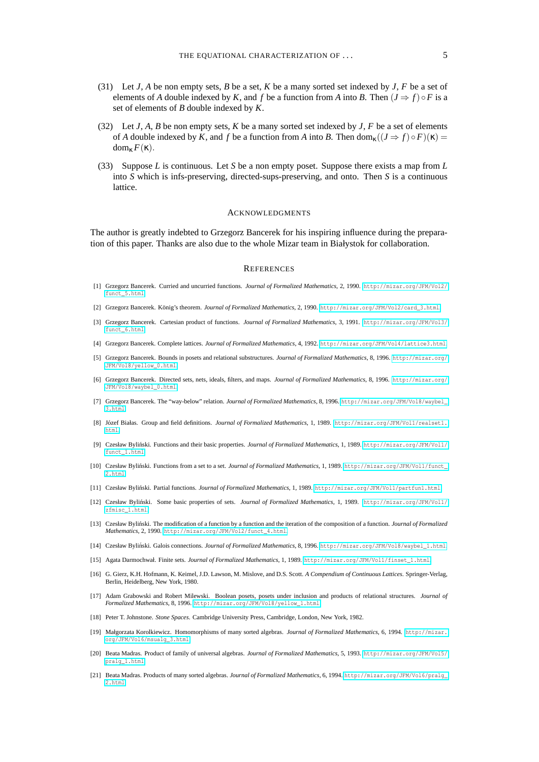(31) Let $J$, $A$ be non empty sets, $B$ be a set, $K$ be a many sorted set indexed by $J$, $F$ be a set of elements of $A$ double indexed by $K$, and $f$ be a function from $A$ into $B$. Then $(J \Rightarrow f) \circ F$ is a set of elements of $B$ double indexed by $K$.

(32) Let $J$, $A$, $B$ be non empty sets, $K$ be a many sorted set indexed by $J$, $F$ be a set of elements of $A$ double indexed by $K$, and $f$ be a function from $A$ into $B$. Then $\mathrm{dom}_{\kappa}((J \Rightarrow f) \circ F)(\kappa) = \mathrm{dom}_{\kappa} F(\kappa)$.

(33) Suppose $L$ is continuous. Let $S$ be a non empty poset. Suppose there exists a map from $L$ into $S$ which is infs-preserving, directed-sups-preserving, and onto. Then $S$ is a continuous lattice.

## Acknowledgments

The author is greatly indebted to Grzegorz Bancerek for his inspiring influence during the preparation of this paper. Thanks are also due to the whole Mizar team in Białystok for collaboration.

## References

[1] Grzegorz Bancerek. Curried and uncurried functions. *Journal of Formalized Mathematics*, 2, 1990. http://mizar.org/JFM/Vol2/funct_5.html.

[2] Grzegorz Bancerek. König's theorem. *Journal of Formalized Mathematics*, 2, 1990. http://mizar.org/JFM/Vol2/card_3.html.

[3] Grzegorz Bancerek. Cartesian product of functions. *Journal of Formalized Mathematics*, 3, 1991. http://mizar.org/JFM/Vol3/funct_6.html.

[4] Grzegorz Bancerek. Complete lattices. *Journal of Formalized Mathematics*, 4, 1992. http://mizar.org/JFM/Vol4/lattice3.html.

[5] Grzegorz Bancerek. Bounds in posets and relational substructures. *Journal of Formalized Mathematics*, 8, 1996. http://mizar.org/JFM/Vol8/yellow_0.html.

[6] Grzegorz Bancerek. Directed sets, nets, ideals, filters, and maps. *Journal of Formalized Mathematics*, 8, 1996. http://mizar.org/JFM/Vol8/waybel_0.html.

[7] Grzegorz Bancerek. The "way-below" relation. *Journal of Formalized Mathematics*, 8, 1996. http://mizar.org/JFM/Vol8/waybel_3.html.

[8] Józef Białas. Group and field definitions. *Journal of Formalized Mathematics*, 1, 1989. http://mizar.org/JFM/Vol1/realset1.html.

[9] Czesław Byliński. Functions and their basic properties. *Journal of Formalized Mathematics*, 1, 1989. http://mizar.org/JFM/Vol1/funct_1.html.

[10] Czesław Byliński. Functions from a set to a set. *Journal of Formalized Mathematics*, 1, 1989. http://mizar.org/JFM/Vol1/funct_2.html.

[11] Czesław Byliński. Partial functions. *Journal of Formalized Mathematics*, 1, 1989. http://mizar.org/JFM/Vol1/partfun1.html.

[12] Czesław Byliński. Some basic properties of sets. *Journal of Formalized Mathematics*, 1, 1989. http://mizar.org/JFM/Vol1/zfmisc_1.html.

[13] Czesław Byliński. The modification of a function by a function and the iteration of the composition of a function. *Journal of Formalized Mathematics*, 2, 1990. http://mizar.org/JFM/Vol2/funct_4.html.

[14] Czesław Byliński. Galois connections. *Journal of Formalized Mathematics*, 8, 1996. http://mizar.org/JFM/Vol8/waybel_1.html.

[15] Agata Darmochwał. Finite sets. *Journal of Formalized Mathematics*, 1, 1989. http://mizar.org/JFM/Vol1/finset_1.html.

[16] G. Gierz, K.H. Hofmann, K. Keimel, J.D. Lawson, M. Mislove, and D.S. Scott. *A Compendium of Continuous Lattices*. Springer-Verlag, Berlin, Heidelberg, New York, 1980.

[17] Adam Grabowski and Robert Milewski. Boolean posets, posets under inclusion and products of relational structures. *Journal of Formalized Mathematics*, 8, 1996. http://mizar.org/JFM/Vol8/yellow_1.html.

[18] Peter T. Johnstone. *Stone Spaces*. Cambridge University Press, Cambridge, London, New York, 1982.

[19] Małgorzata Korolkiewicz. Homomorphisms of many sorted algebras. *Journal of Formalized Mathematics*, 6, 1994. http://mizar.org/JFM/Vol6/msualg_3.html.

[20] Beata Madras. Product of family of universal algebras. *Journal of Formalized Mathematics*, 5, 1993. http://mizar.org/JFM/Vol5/pralg_1.html.

[21] Beata Madras. Products of many sorted algebras. *Journal of Formalized Mathematics*, 6, 1994. http://mizar.org/JFM/Vol6/pralg_2.html.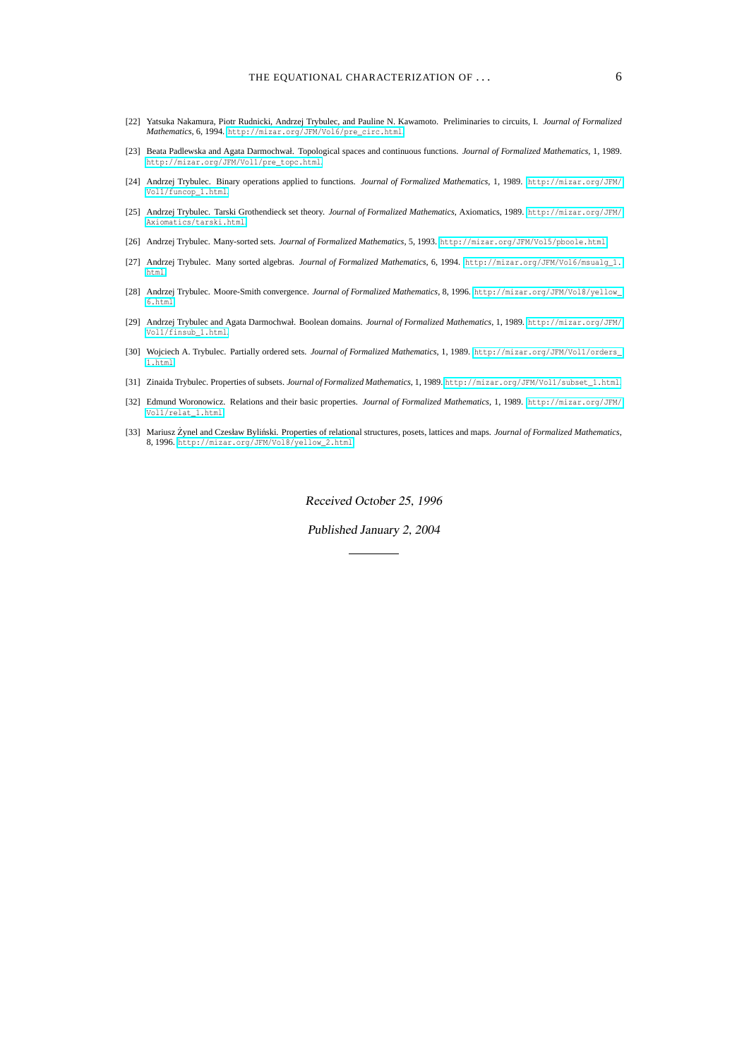[22] Yatsuka Nakamura, Piotr Rudnicki, Andrzej Trybulec, and Pauline N. Kawamoto. Preliminaries to circuits, I. *Journal of Formalized Mathematics*, 6, 1994. http://mizar.org/JFM/Vol6/pre_circ.html.

[23] Beata Padlewska and Agata Darmochwał. Topological spaces and continuous functions. *Journal of Formalized Mathematics*, 1, 1989. http://mizar.org/JFM/Vol1/pre_topc.html.

[24] Andrzej Trybulec. Binary operations applied to functions. *Journal of Formalized Mathematics*, 1, 1989. http://mizar.org/JFM/Vol1/funcop_1.html.

[25] Andrzej Trybulec. Tarski Grothendieck set theory. *Journal of Formalized Mathematics*, Axiomatics, 1989. http://mizar.org/JFM/Axiomatics/tarski.html.

[26] Andrzej Trybulec. Many-sorted sets. *Journal of Formalized Mathematics*, 5, 1993. http://mizar.org/JFM/Vol5/pboole.html.

[27] Andrzej Trybulec. Many sorted algebras. *Journal of Formalized Mathematics*, 6, 1994. http://mizar.org/JFM/Vol6/msualg_1.html.

[28] Andrzej Trybulec. Moore-Smith convergence. *Journal of Formalized Mathematics*, 8, 1996. http://mizar.org/JFM/Vol8/yellow_6.html.

[29] Andrzej Trybulec and Agata Darmochwał. Boolean domains. *Journal of Formalized Mathematics*, 1, 1989. http://mizar.org/JFM/Vol1/finsub_1.html.

[30] Wojciech A. Trybulec. Partially ordered sets. *Journal of Formalized Mathematics*, 1, 1989. http://mizar.org/JFM/Vol1/orders_1.html.

[31] Zinaida Trybulec. Properties of subsets. *Journal of Formalized Mathematics*, 1, 1989. http://mizar.org/JFM/Vol1/subset_1.html.

[32] Edmund Woronowicz. Relations and their basic properties. *Journal of Formalized Mathematics*, 1, 1989. http://mizar.org/JFM/Vol1/relat_1.html.

[33] Mariusz Żynel and Czesław Byliński. Properties of relational structures, posets, lattices and maps. *Journal of Formalized Mathematics*, 8, 1996. http://mizar.org/JFM/Vol8/yellow_2.html.

*Received October 25, 1996*

*Published January 2, 2004*